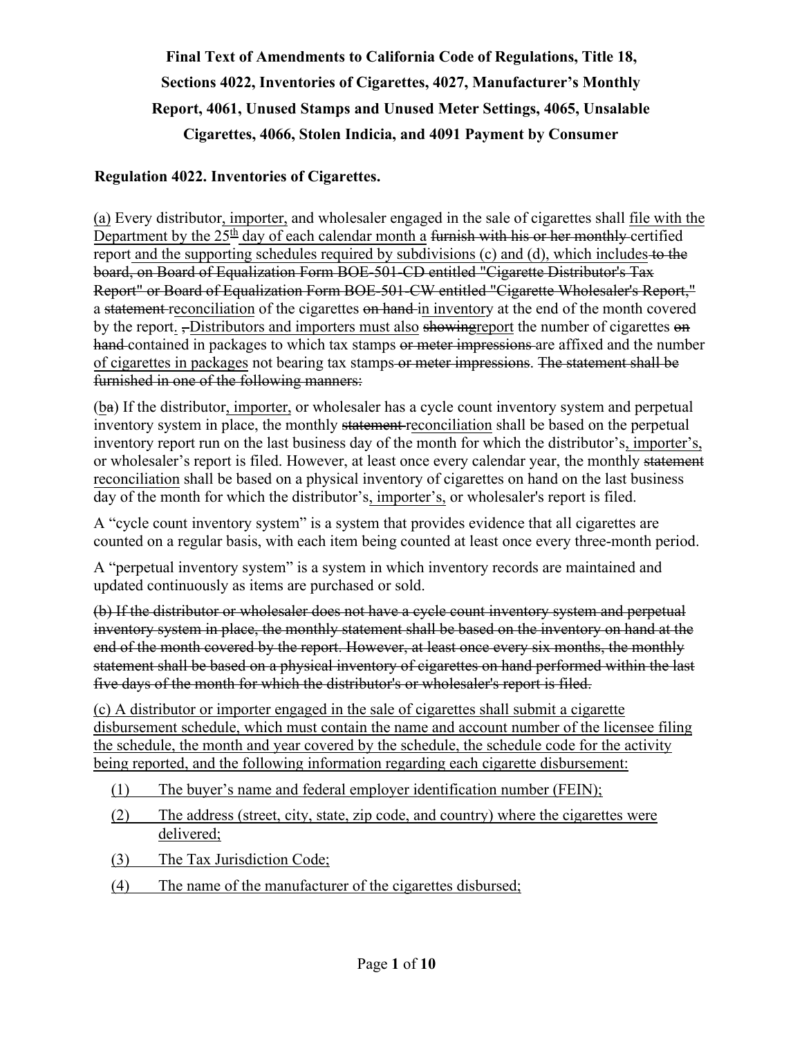**Final Text of Amendments to California Code of Regulations, Title 18, Sections 4022, Inventories of Cigarettes, 4027, Manufacturer's Monthly Report, 4061, Unused Stamps and Unused Meter Settings, 4065, Unsalable Cigarettes, 4066, Stolen Indicia, and 4091 Payment by Consumer**

**Regulation 4022. Inventories of Cigarettes.**

<u>(a)</u> Every distributor<u>, importer,</u> and wholesaler engaged in the sale of cigarettes shall <u>file with the Department by the 25th day of each calendar month a</u> ~~furnish with his or her monthly~~ certified report <u>and the supporting schedules required by subdivisions (c) and (d), which includes</u> ~~to the board, on Board of Equalization Form BOE-501-CD entitled "Cigarette Distributor's Tax Report" or Board of Equalization Form BOE-501-CW entitled "Cigarette Wholesaler's Report,"~~ a ~~statement~~ <u>reconciliation</u> of the cigarettes ~~on hand~~ <u>in inventory</u> at the end of the month covered by the report<u>.</u> ~~,~~ Distributors and importers must also ~~showing~~<u>report</u> the number of cigarettes ~~on hand~~ contained in packages to which tax stamps ~~or meter impressions~~ are affixed and the number <u>of cigarettes in packages</u> not bearing tax stamps ~~or meter impressions~~. ~~The statement shall be furnished in one of the following manners:~~

(<u>b</u>~~a~~) If the distributor<u>, importer,</u> or wholesaler has a cycle count inventory system and perpetual inventory system in place, the monthly ~~statement~~ <u>reconciliation</u> shall be based on the perpetual inventory report run on the last business day of the month for which the distributor's<u>, importer's,</u> or wholesaler's report is filed. However, at least once every calendar year, the monthly ~~statement~~ <u>reconciliation</u> shall be based on a physical inventory of cigarettes on hand on the last business day of the month for which the distributor's<u>, importer's,</u> or wholesaler's report is filed.

A "cycle count inventory system" is a system that provides evidence that all cigarettes are counted on a regular basis, with each item being counted at least once every three-month period.

A "perpetual inventory system" is a system in which inventory records are maintained and updated continuously as items are purchased or sold.

~~(b) If the distributor or wholesaler does not have a cycle count inventory system and perpetual inventory system in place, the monthly statement shall be based on the inventory on hand at the end of the month covered by the report. However, at least once every six months, the monthly statement shall be based on a physical inventory of cigarettes on hand performed within the last five days of the month for which the distributor's or wholesaler's report is filed.~~

<u>(c) A distributor or importer engaged in the sale of cigarettes shall submit a cigarette disbursement schedule, which must contain the name and account number of the licensee filing the schedule, the month and year covered by the schedule, the schedule code for the activity being reported, and the following information regarding each cigarette disbursement:</u>

<u>(1) The buyer's name and federal employer identification number (FEIN);</u>

<u>(2) The address (street, city, state, zip code, and country) where the cigarettes were delivered;</u>

<u>(3) The Tax Jurisdiction Code;</u>

<u>(4) The name of the manufacturer of the cigarettes disbursed;</u>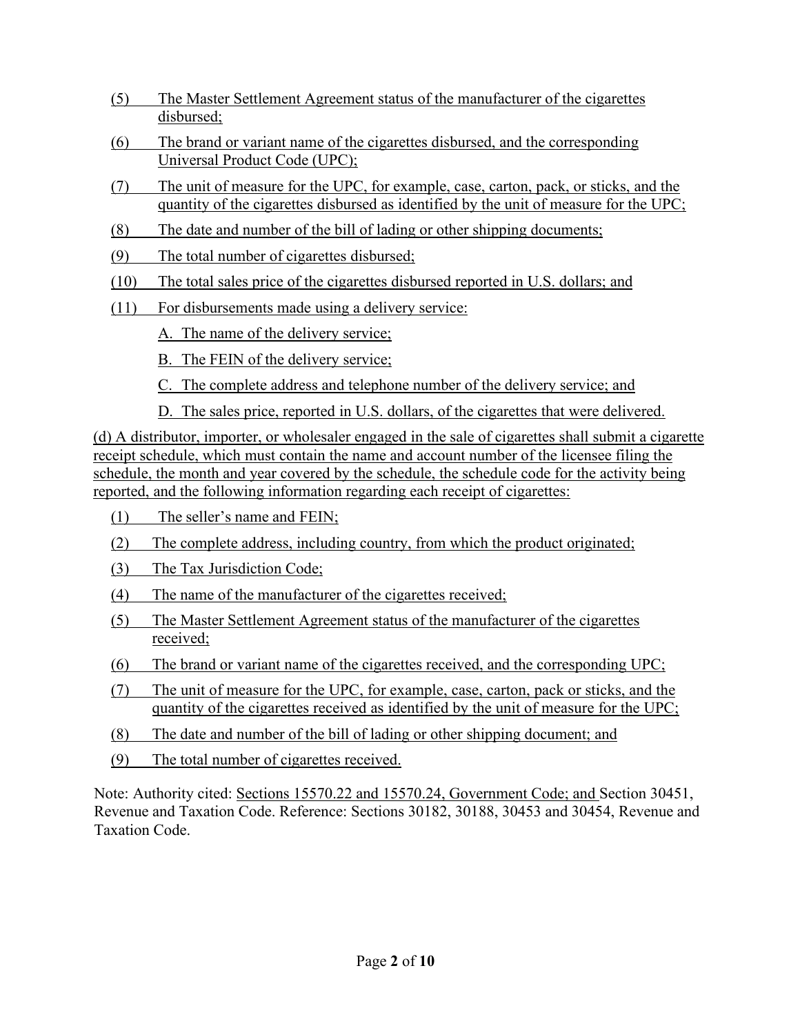(5) The Master Settlement Agreement status of the manufacturer of the cigarettes disbursed;

(6) The brand or variant name of the cigarettes disbursed, and the corresponding Universal Product Code (UPC);

(7) The unit of measure for the UPC, for example, case, carton, pack, or sticks, and the quantity of the cigarettes disbursed as identified by the unit of measure for the UPC;

(8) The date and number of the bill of lading or other shipping documents;

(9) The total number of cigarettes disbursed;

(10) The total sales price of the cigarettes disbursed reported in U.S. dollars; and

(11) For disbursements made using a delivery service:

A. The name of the delivery service;

B. The FEIN of the delivery service;

C. The complete address and telephone number of the delivery service; and

D. The sales price, reported in U.S. dollars, of the cigarettes that were delivered.

(d) A distributor, importer, or wholesaler engaged in the sale of cigarettes shall submit a cigarette receipt schedule, which must contain the name and account number of the licensee filing the schedule, the month and year covered by the schedule, the schedule code for the activity being reported, and the following information regarding each receipt of cigarettes:

(1) The seller's name and FEIN;

(2) The complete address, including country, from which the product originated;

(3) The Tax Jurisdiction Code;

(4) The name of the manufacturer of the cigarettes received;

(5) The Master Settlement Agreement status of the manufacturer of the cigarettes received;

(6) The brand or variant name of the cigarettes received, and the corresponding UPC;

(7) The unit of measure for the UPC, for example, case, carton, pack or sticks, and the quantity of the cigarettes received as identified by the unit of measure for the UPC;

(8) The date and number of the bill of lading or other shipping document; and

(9) The total number of cigarettes received.

Note: Authority cited: Sections 15570.22 and 15570.24, Government Code; and Section 30451, Revenue and Taxation Code. Reference: Sections 30182, 30188, 30453 and 30454, Revenue and Taxation Code.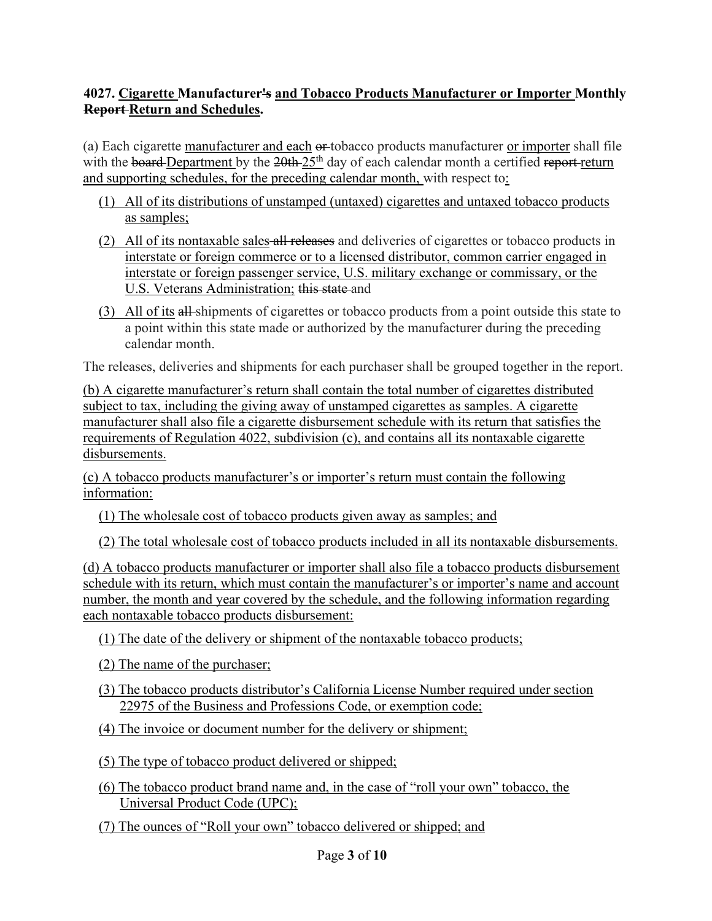**4027. Cigarette Manufacturer~~'s~~ and Tobacco Products Manufacturer or Importer Monthly ~~Report~~ Return and Schedules.**

(a) Each cigarette manufacturer and each ~~or~~ tobacco products manufacturer or importer shall file with the ~~board~~ Department by the ~~20th~~ 25th day of each calendar month a certified ~~report~~ return and supporting schedules, for the preceding calendar month, with respect to:

(1) All of its distributions of unstamped (untaxed) cigarettes and untaxed tobacco products as samples;

(2) All of its nontaxable sales ~~all releases~~ and deliveries of cigarettes or tobacco products in interstate or foreign commerce or to a licensed distributor, common carrier engaged in interstate or foreign passenger service, U.S. military exchange or commissary, or the U.S. Veterans Administration; ~~this state~~ and

(3) All of its ~~all~~ shipments of cigarettes or tobacco products from a point outside this state to a point within this state made or authorized by the manufacturer during the preceding calendar month.

The releases, deliveries and shipments for each purchaser shall be grouped together in the report.

(b) A cigarette manufacturer's return shall contain the total number of cigarettes distributed subject to tax, including the giving away of unstamped cigarettes as samples. A cigarette manufacturer shall also file a cigarette disbursement schedule with its return that satisfies the requirements of Regulation 4022, subdivision (c), and contains all its nontaxable cigarette disbursements.

(c) A tobacco products manufacturer's or importer's return must contain the following information:

(1) The wholesale cost of tobacco products given away as samples; and

(2) The total wholesale cost of tobacco products included in all its nontaxable disbursements.

(d) A tobacco products manufacturer or importer shall also file a tobacco products disbursement schedule with its return, which must contain the manufacturer's or importer's name and account number, the month and year covered by the schedule, and the following information regarding each nontaxable tobacco products disbursement:

(1) The date of the delivery or shipment of the nontaxable tobacco products;

(2) The name of the purchaser;

(3) The tobacco products distributor's California License Number required under section 22975 of the Business and Professions Code, or exemption code;

(4) The invoice or document number for the delivery or shipment;

(5) The type of tobacco product delivered or shipped;

(6) The tobacco product brand name and, in the case of "roll your own" tobacco, the Universal Product Code (UPC);

(7) The ounces of "Roll your own" tobacco delivered or shipped; and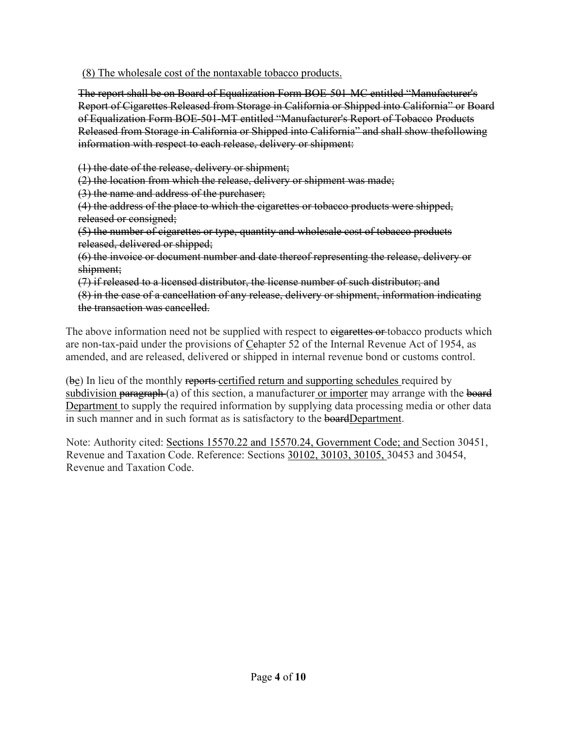<u>(8) The wholesale cost of the nontaxable tobacco products.</u>

~~The report shall be on Board of Equalization Form BOE-501-MC entitled "Manufacturer's Report of Cigarettes Released from Storage in California or Shipped into California" or Board of Equalization Form BOE-501-MT entitled "Manufacturer's Report of Tobacco Products Released from Storage in California or Shipped into California" and shall show thefollowing information with respect to each release, delivery or shipment:~~

~~(1) the date of the release, delivery or shipment;~~
~~(2) the location from which the release, delivery or shipment was made;~~
~~(3) the name and address of the purchaser;~~
~~(4) the address of the place to which the cigarettes or tobacco products were shipped, released or consigned;~~
~~(5) the number of cigarettes or type, quantity and wholesale cost of tobacco products released, delivered or shipped;~~
~~(6) the invoice or document number and date thereof representing the release, delivery or shipment;~~
~~(7) if released to a licensed distributor, the license number of such distributor; and~~
~~(8) in the case of a cancellation of any release, delivery or shipment, information indicating the transaction was cancelled.~~

The above information need not be supplied with respect to ~~cigarettes or~~ tobacco products which are non-tax-paid under the provisions of <u>C</u>~~c~~hapter 52 of the Internal Revenue Act of 1954, as amended, and are released, delivered or shipped in internal revenue bond or customs control.

(~~b~~<u>c</u>) In lieu of the monthly ~~reports~~ <u>certified return and supporting schedules</u> required by <u>subdivision</u> ~~paragraph~~ (a) of this section, a manufacturer <u>or importer</u> may arrange with the ~~board~~ <u>Department</u> to supply the required information by supplying data processing media or other data in such manner and in such format as is satisfactory to the ~~board~~<u>Department</u>.

Note: Authority cited: <u>Sections 15570.22 and 15570.24, Government Code; and</u> Section 30451, Revenue and Taxation Code. Reference: Sections <u>30102, 30103, 30105,</u> 30453 and 30454, Revenue and Taxation Code.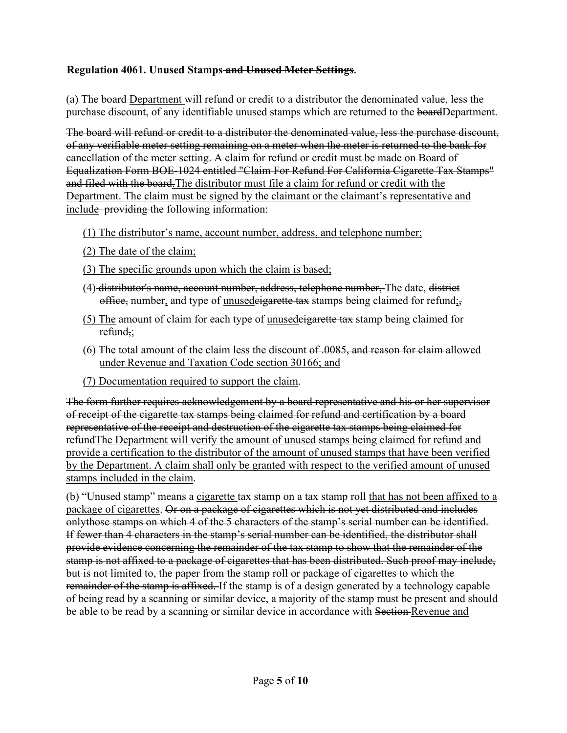**Regulation 4061. Unused Stamps ~~and Unused Meter Settings~~.**

(a) The ~~board~~ <u>Department</u> will refund or credit to a distributor the denominated value, less the purchase discount, of any identifiable unused stamps which are returned to the ~~board~~<u>Department</u>.

~~The board will refund or credit to a distributor the denominated value, less the purchase discount, of any verifiable meter setting remaining on a meter when the meter is returned to the bank for cancellation of the meter setting. A claim for refund or credit must be made on Board of Equalization Form BOE-1024 entitled "Claim For Refund For California Cigarette Tax Stamps" and filed with the board.~~<u>The distributor must file a claim for refund or credit with the Department. The claim must be signed by the claimant or the claimant's representative and include</u> ~~providing~~ the following information:

<u>(1) The distributor's name, account number, address, and telephone number;</u>

<u>(2) The date of the claim;</u>

<u>(3) The specific grounds upon which the claim is based;</u>

<u>(4)</u> ~~distributor's name, account number, address, telephone number,~~ <u>The</u> date, ~~district office,~~ number<u>,</u> and type of <u>unused</u>~~cigarette tax~~ stamps being claimed for refund<u>;</u>~~,~~

<u>(5) The</u> amount of claim for each type of <u>unused</u>~~cigarette tax~~ stamp being claimed for refund~~,~~<u>;</u>

<u>(6) The</u> total amount of <u>the</u> claim less <u>the</u> discount ~~of .0085, and reason for claim~~ <u>allowed under Revenue and Taxation Code section 30166; and</u>

<u>(7) Documentation required to support the claim</u>.

~~The form further requires acknowledgement by a board representative and his or her supervisor of receipt of the cigarette tax stamps being claimed for refund and certification by a board representative of the receipt and destruction of the cigarette tax stamps being claimed for refund~~<u>The Department will verify the amount of unused stamps being claimed for refund and provide a certification to the distributor of the amount of unused stamps that have been verified by the Department. A claim shall only be granted with respect to the verified amount of unused stamps included in the claim</u>.

(b) "Unused stamp" means a <u>cigarette</u> tax stamp on a tax stamp roll <u>that has not been affixed to a package of cigarettes</u>. ~~Or on a package of cigarettes which is not yet distributed and includes onlythose stamps on which 4 of the 5 characters of the stamp's serial number can be identified. If fewer than 4 characters in the stamp's serial number can be identified, the distributor shall provide evidence concerning the remainder of the tax stamp to show that the remainder of the stamp is not affixed to a package of cigarettes that has been distributed. Such proof may include, but is not limited to, the paper from the stamp roll or package of cigarettes to which the remainder of the stamp is affixed.~~ If the stamp is of a design generated by a technology capable of being read by a scanning or similar device, a majority of the stamp must be present and should be able to be read by a scanning or similar device in accordance with ~~Section~~ <u>Revenue and</u>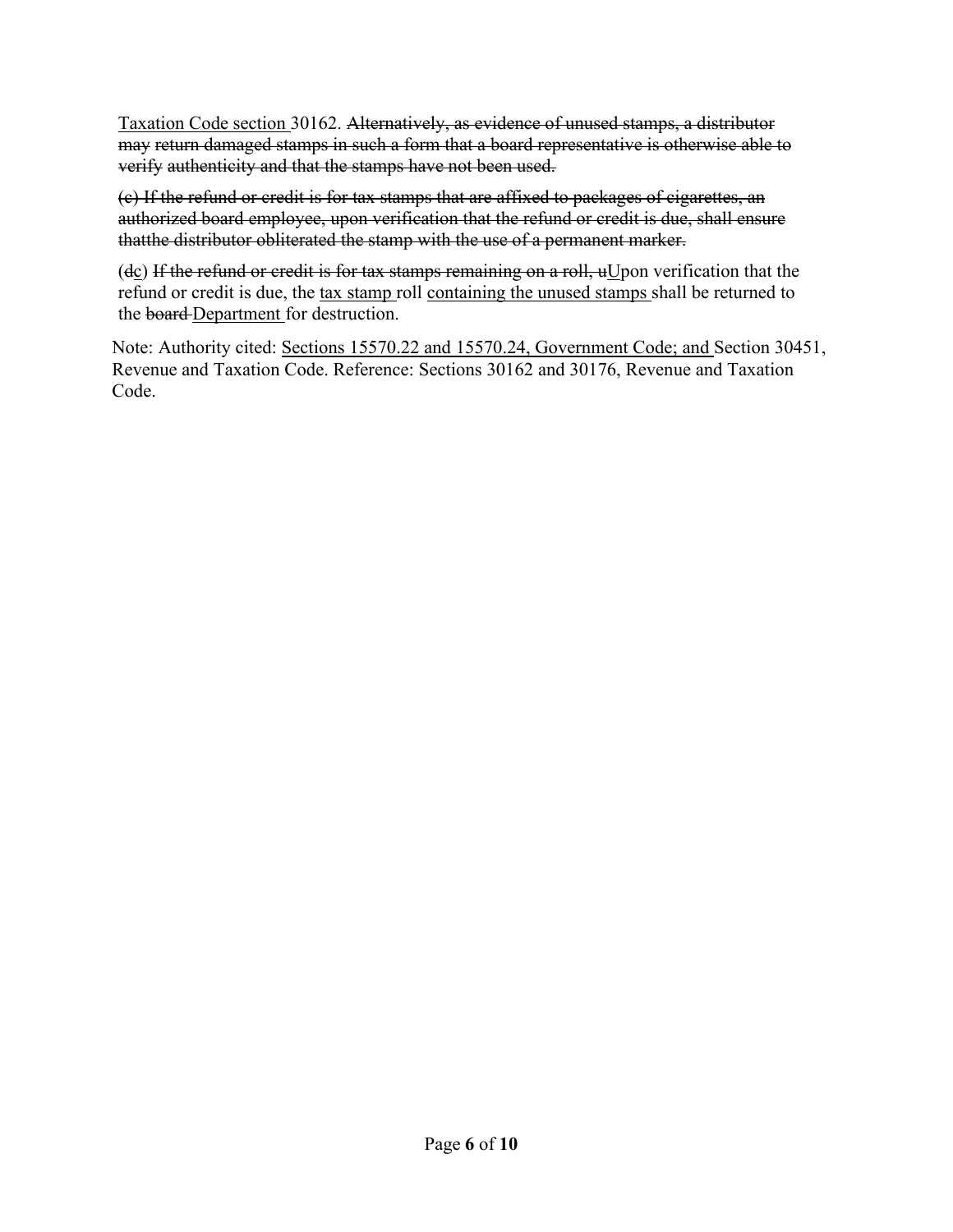<u>Taxation Code section </u>30162. ~~Alternatively, as evidence of unused stamps, a distributor may return damaged stamps in such a form that a board representative is otherwise able to verify authenticity and that the stamps have not been used.~~

~~(c) If the refund or credit is for tax stamps that are affixed to packages of cigarettes, an authorized board employee, upon verification that the refund or credit is due, shall ensure thatthe distributor obliterated the stamp with the use of a permanent marker.~~

(~~d~~<u>c</u>) ~~If the refund or credit is for tax stamps remaining on a roll, u~~<u>U</u>pon verification that the refund or credit is due, the <u>tax stamp </u>roll <u>containing the unused stamps </u>shall be returned to the ~~board~~ <u>Department </u>for destruction.

Note: Authority cited: <u>Sections 15570.22 and 15570.24, Government Code; and </u>Section 30451, Revenue and Taxation Code. Reference: Sections 30162 and 30176, Revenue and Taxation Code.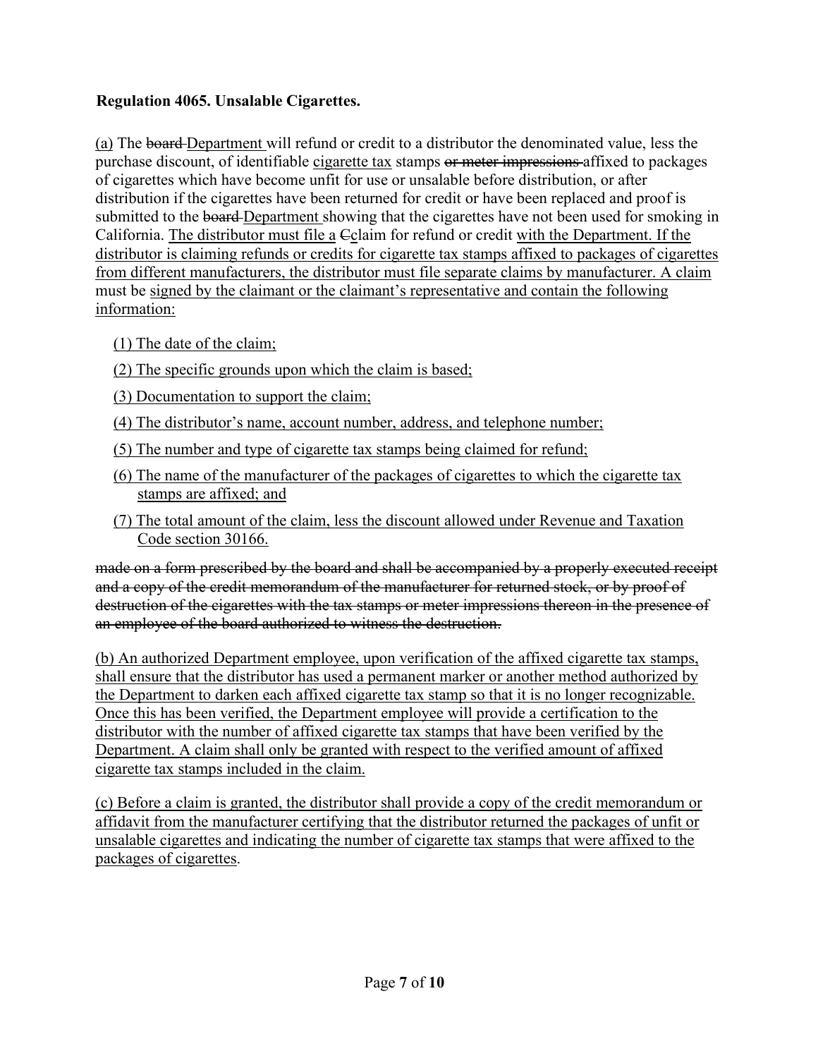**Regulation 4065. Unsalable Cigarettes.**

<u>(a)</u> The ~~board~~ <u>Department</u> will refund or credit to a distributor the denominated value, less the purchase discount, of identifiable <u>cigarette tax</u> stamps ~~or meter impressions~~ affixed to packages of cigarettes which have become unfit for use or unsalable before distribution, or after distribution if the cigarettes have been returned for credit or have been replaced and proof is submitted to the ~~board~~ <u>Department</u> showing that the cigarettes have not been used for smoking in California. <u>The distributor must file a</u> ~~C~~<u>c</u>laim for refund or credit <u>with the Department. If the distributor is claiming refunds or credits for cigarette tax stamps affixed to packages of cigarettes from different manufacturers, the distributor must file separate claims by manufacturer. A claim</u> must be <u>signed by the claimant or the claimant's representative and contain the following information:</u>

<u>(1) The date of the claim;</u>

<u>(2) The specific grounds upon which the claim is based;</u>

<u>(3) Documentation to support the claim;</u>

<u>(4) The distributor's name, account number, address, and telephone number;</u>

<u>(5) The number and type of cigarette tax stamps being claimed for refund;</u>

<u>(6) The name of the manufacturer of the packages of cigarettes to which the cigarette tax stamps are affixed; and</u>

<u>(7) The total amount of the claim, less the discount allowed under Revenue and Taxation Code section 30166.</u>

~~made on a form prescribed by the board and shall be accompanied by a properly executed receipt and a copy of the credit memorandum of the manufacturer for returned stock, or by proof of destruction of the cigarettes with the tax stamps or meter impressions thereon in the presence of an employee of the board authorized to witness the destruction.~~

<u>(b) An authorized Department employee, upon verification of the affixed cigarette tax stamps, shall ensure that the distributor has used a permanent marker or another method authorized by the Department to darken each affixed cigarette tax stamp so that it is no longer recognizable. Once this has been verified, the Department employee will provide a certification to the distributor with the number of affixed cigarette tax stamps that have been verified by the Department. A claim shall only be granted with respect to the verified amount of affixed cigarette tax stamps included in the claim.</u>

<u>(c) Before a claim is granted, the distributor shall provide a copy of the credit memorandum or affidavit from the manufacturer certifying that the distributor returned the packages of unfit or unsalable cigarettes and indicating the number of cigarette tax stamps that were affixed to the packages of cigarettes</u>.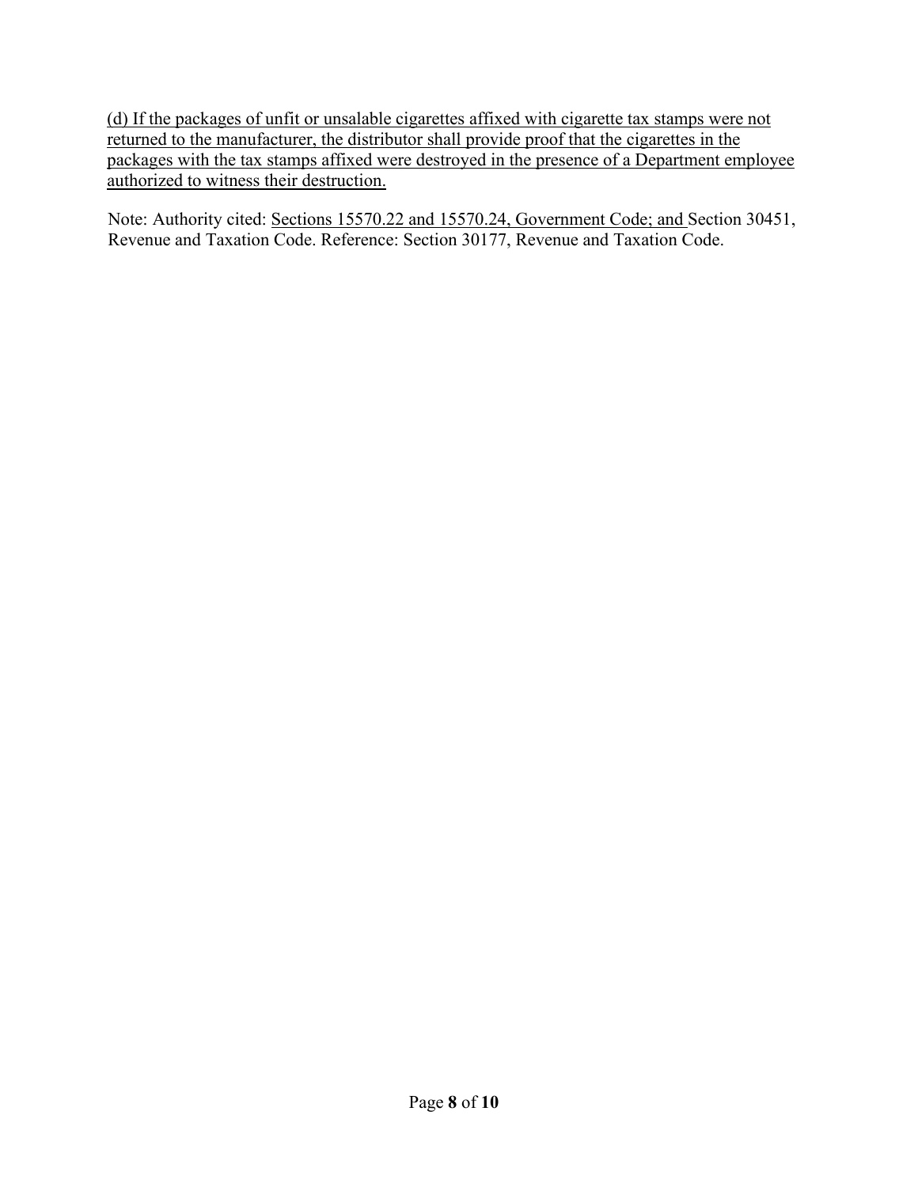(d) If the packages of unfit or unsalable cigarettes affixed with cigarette tax stamps were not returned to the manufacturer, the distributor shall provide proof that the cigarettes in the packages with the tax stamps affixed were destroyed in the presence of a Department employee authorized to witness their destruction.

Note: Authority cited: Sections 15570.22 and 15570.24, Government Code; and Section 30451, Revenue and Taxation Code. Reference: Section 30177, Revenue and Taxation Code.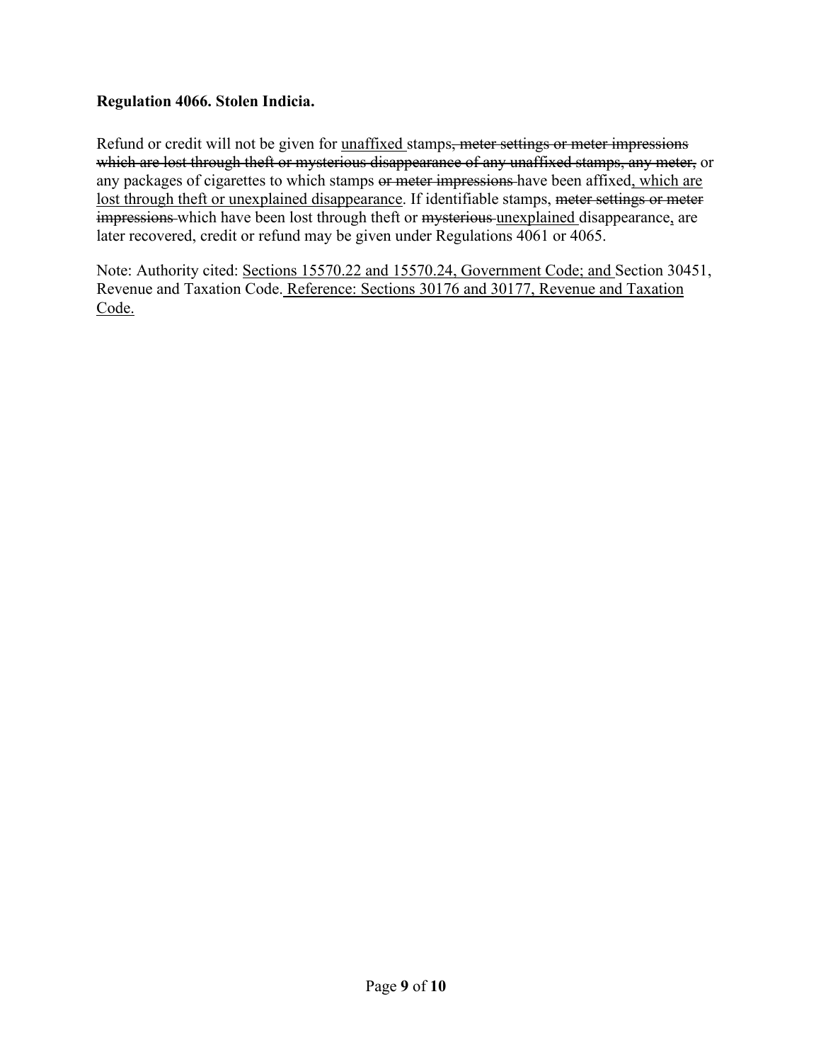**Regulation 4066. Stolen Indicia.**

Refund or credit will not be given for <u>unaffixed </u>stamps~~, meter settings or meter impressions which are lost through theft or mysterious disappearance of any unaffixed stamps, any meter,~~ or any packages of cigarettes to which stamps ~~or meter impressions~~ have been affixed<u>, which are lost through theft or unexplained disappearance</u>. If identifiable stamps, ~~meter settings or meter impressions~~ which have been lost through theft or ~~mysterious~~ <u>unexplained</u> disappearance~~,~~ are later recovered, credit or refund may be given under Regulations 4061 or 4065.

Note: Authority cited: <u>Sections 15570.22 and 15570.24, Government Code; and</u> Section 30451, Revenue and Taxation Code.<u> Reference: Sections 30176 and 30177, Revenue and Taxation Code.</u>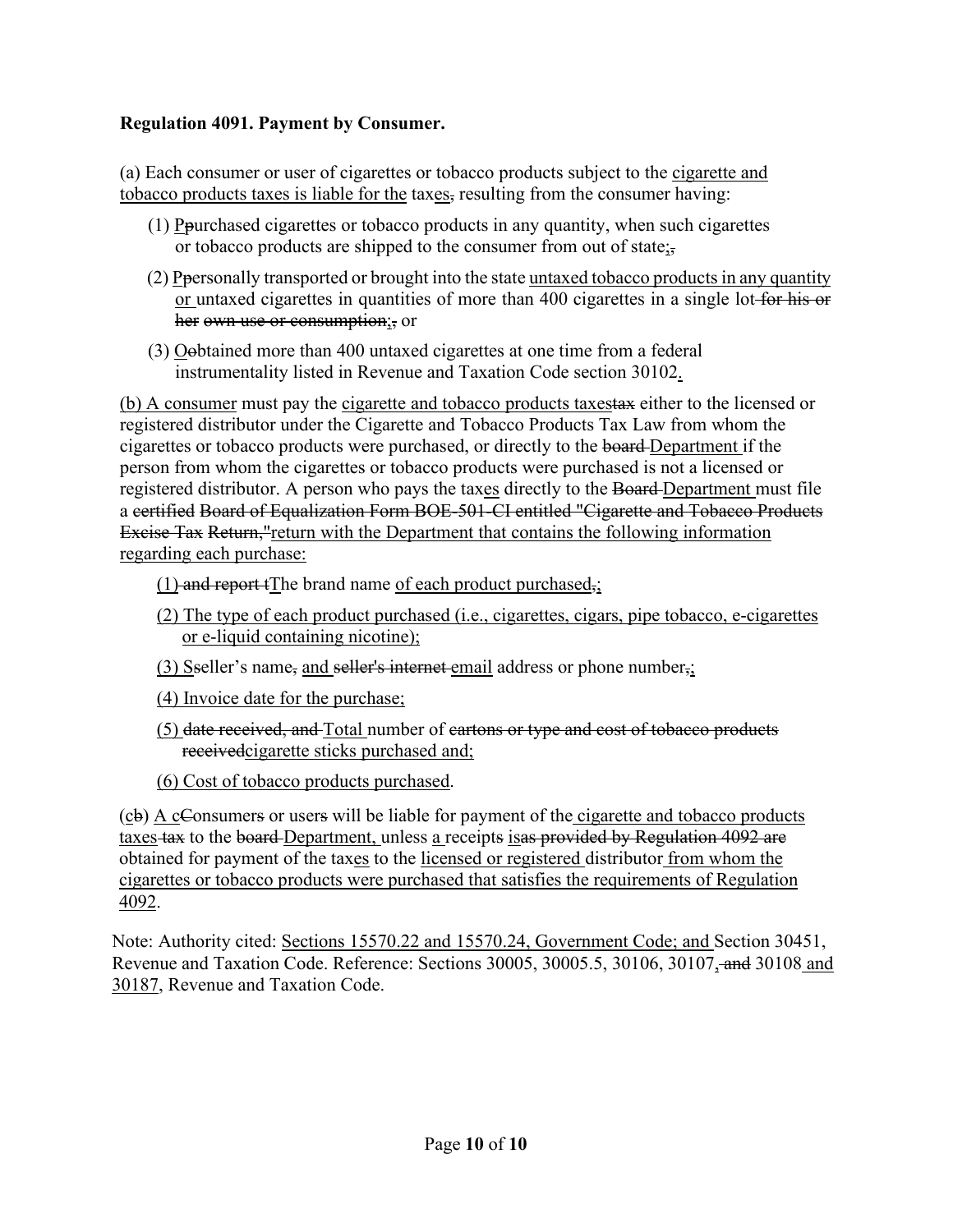**Regulation 4091. Payment by Consumer.**

(a) Each consumer or user of cigarettes or tobacco products subject to the <u>cigarette and tobacco products taxes is liable for the</u> tax<u>es</u>~~,~~ resulting from the consumer having:

(1) <u>P</u>~~p~~urchased cigarettes or tobacco products in any quantity, when such cigarettes or tobacco products are shipped to the consumer from out of state<u>;</u>~~,~~

(2) <u>P</u>~~p~~ersonally transported or brought into the state <u>untaxed tobacco products in any quantity or</u> untaxed cigarettes in quantities of more than 400 cigarettes in a single lot ~~for his or her own use or consumption~~<u>;</u>~~,~~ or

(3) <u>O</u>~~o~~btained more than 400 untaxed cigarettes at one time from a federal instrumentality listed in Revenue and Taxation Code section 30102<u>.</u>

<u>(b) A consumer</u> must pay the <u>cigarette and tobacco products taxes</u>~~tax~~ either to the licensed or registered distributor under the Cigarette and Tobacco Products Tax Law from whom the cigarettes or tobacco products were purchased, or directly to the ~~board~~ <u>Department</u> if the person from whom the cigarettes or tobacco products were purchased is not a licensed or registered distributor. A person who pays the tax<u>es</u> directly to the ~~Board~~ <u>Department</u> must file a ~~certified Board of Equalization Form BOE-501-CI entitled "Cigarette and Tobacco Products Excise Tax Return,"~~<u>return with the Department that contains the following information regarding each purchase:</u>

<u>(1)</u> ~~and report t~~<u>T</u>he brand name <u>of each product purchased</u>~~,~~<u>;</u>

<u>(2) The type of each product purchased (i.e., cigarettes, cigars, pipe tobacco, e-cigarettes or e-liquid containing nicotine);</u>

<u>(3) S</u>~~s~~eller's name~~,~~ <u>and</u> ~~seller's internet~~ <u>email</u> address or phone number~~,~~<u>;</u>

<u>(4) Invoice date for the purchase;</u>

<u>(5)</u> ~~date received, and~~ <u>Total</u> number of ~~cartons or type and cost of tobacco products received~~<u>cigarette sticks purchased and;</u>

<u>(6) Cost of tobacco products purchased</u>.

(<u>c</u>~~b~~) <u>A c</u>~~C~~onsumer~~s~~ or user~~s~~ will be liable for payment of the <u>cigarette and tobacco products taxes</u> ~~tax~~ to the ~~board~~ <u>Department,</u> unless <u>a</u> receipt~~s~~ <u>is</u>~~as provided by Regulation 4092 are~~ obtained for payment of the tax<u>es</u> to the <u>licensed or registered</u> distributor <u>from whom the cigarettes or tobacco products were purchased that satisfies the requirements of Regulation 4092</u>.

Note: Authority cited: <u>Sections 15570.22 and 15570.24, Government Code; and</u> Section 30451, Revenue and Taxation Code. Reference: Sections 30005, 30005.5, 30106, 30107<u>,</u> ~~and~~ 30108 <u>and 30187</u>, Revenue and Taxation Code.